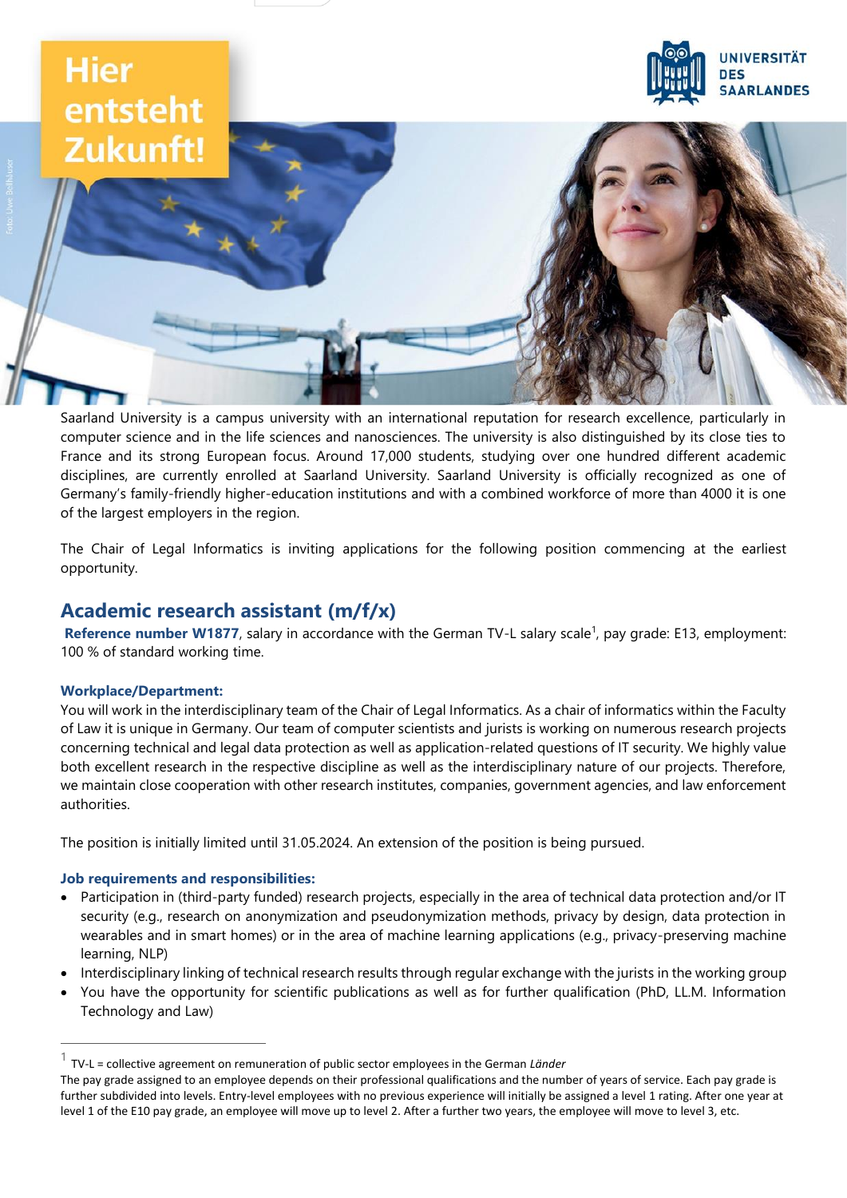Hier entsteht Zukunft!

UNIVERSITÄT DES SAARLANDES

Saarland University is a campus university with an international reputation for research excellence, particularly in computer science and in the life sciences and nanosciences. The university is also distinguished by its close ties to France and its strong European focus. Around 17,000 students, studying over one hundred different academic disciplines, are currently enrolled at Saarland University. Saarland University is officially recognized as one of Germany's family-friendly higher-education institutions and with a combined workforce of more than 4000 it is one of the largest employers in the region.

The Chair of Legal Informatics is inviting applications for the following position commencing at the earliest opportunity.

## Academic research assistant (m/f/x)

**Reference number W1877**, salary in accordance with the German TV-L salary scale[1], pay grade: E13, employment: 100 % of standard working time.

### Workplace/Department:

You will work in the interdisciplinary team of the Chair of Legal Informatics. As a chair of informatics within the Faculty of Law it is unique in Germany. Our team of computer scientists and jurists is working on numerous research projects concerning technical and legal data protection as well as application-related questions of IT security. We highly value both excellent research in the respective discipline as well as the interdisciplinary nature of our projects. Therefore, we maintain close cooperation with other research institutes, companies, government agencies, and law enforcement authorities.

The position is initially limited until 31.05.2024. An extension of the position is being pursued.

### Job requirements and responsibilities:

- Participation in (third-party funded) research projects, especially in the area of technical data protection and/or IT security (e.g., research on anonymization and pseudonymization methods, privacy by design, data protection in wearables and in smart homes) or in the area of machine learning applications (e.g., privacy-preserving machine learning, NLP)
- Interdisciplinary linking of technical research results through regular exchange with the jurists in the working group
- You have the opportunity for scientific publications as well as for further qualification (PhD, LL.M. Information Technology and Law)

---

[1] TV-L = collective agreement on remuneration of public sector employees in the German *Länder*
The pay grade assigned to an employee depends on their professional qualifications and the number of years of service. Each pay grade is further subdivided into levels. Entry-level employees with no previous experience will initially be assigned a level 1 rating. After one year at level 1 of the E10 pay grade, an employee will move up to level 2. After a further two years, the employee will move to level 3, etc.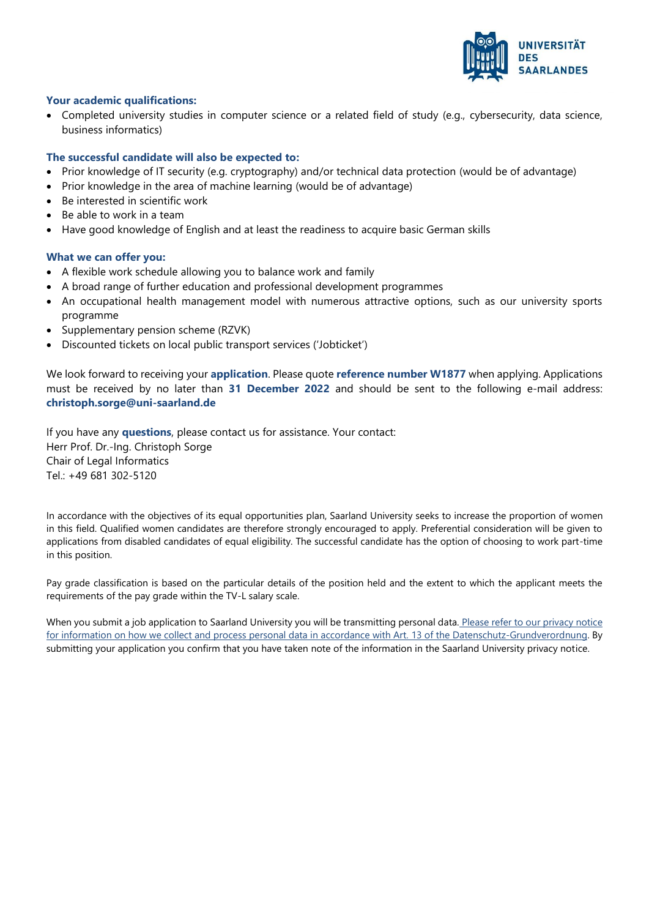**Your academic qualifications:**

- Completed university studies in computer science or a related field of study (e.g., cybersecurity, data science, business informatics)

**The successful candidate will also be expected to:**

- Prior knowledge of IT security (e.g. cryptography) and/or technical data protection (would be of advantage)
- Prior knowledge in the area of machine learning (would be of advantage)
- Be interested in scientific work
- Be able to work in a team
- Have good knowledge of English and at least the readiness to acquire basic German skills

**What we can offer you:**

- A flexible work schedule allowing you to balance work and family
- A broad range of further education and professional development programmes
- An occupational health management model with numerous attractive options, such as our university sports programme
- Supplementary pension scheme (RZVK)
- Discounted tickets on local public transport services ('Jobticket')

We look forward to receiving your **application**. Please quote **reference number W1877** when applying. Applications must be received by no later than **31 December 2022** and should be sent to the following e-mail address: **christoph.sorge@uni-saarland.de**

If you have any **questions**, please contact us for assistance. Your contact:
Herr Prof. Dr.-Ing. Christoph Sorge
Chair of Legal Informatics
Tel.: +49 681 302-5120

In accordance with the objectives of its equal opportunities plan, Saarland University seeks to increase the proportion of women in this field. Qualified women candidates are therefore strongly encouraged to apply. Preferential consideration will be given to applications from disabled candidates of equal eligibility. The successful candidate has the option of choosing to work part-time in this position.

Pay grade classification is based on the particular details of the position held and the extent to which the applicant meets the requirements of the pay grade within the TV-L salary scale.

When you submit a job application to Saarland University you will be transmitting personal data. Please refer to our privacy notice for information on how we collect and process personal data in accordance with Art. 13 of the Datenschutz-Grundverordnung. By submitting your application you confirm that you have taken note of the information in the Saarland University privacy notice.